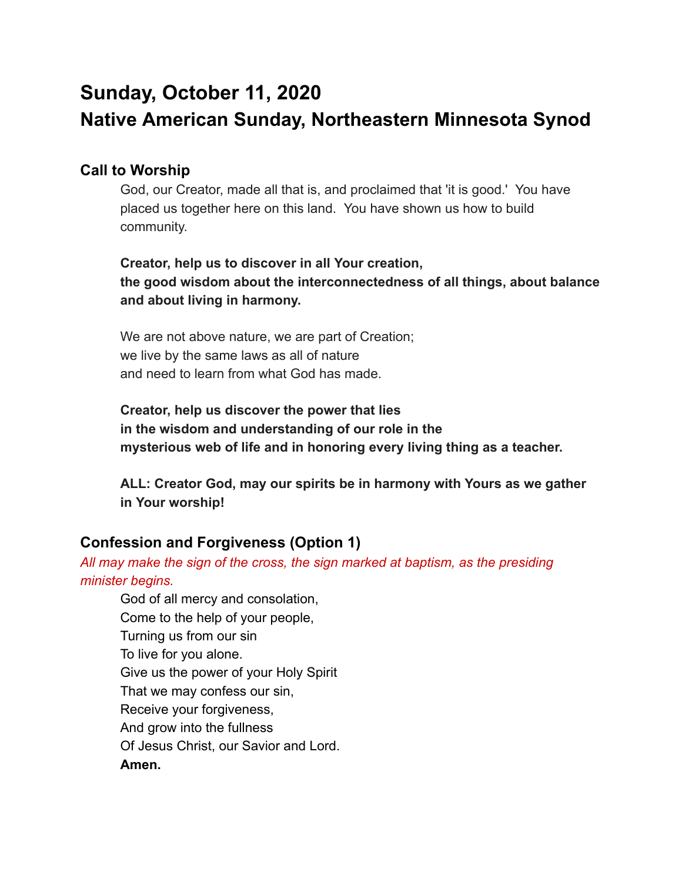# Sunday, October 11, 2020
# Native American Sunday, Northeastern Minnesota Synod

## Call to Worship

God, our Creator, made all that is, and proclaimed that 'it is good.' You have placed us together here on this land. You have shown us how to build community.

**Creator, help us to discover in all Your creation,**
**the good wisdom about the interconnectedness of all things, about balance and about living in harmony.**

We are not above nature, we are part of Creation;
we live by the same laws as all of nature
and need to learn from what God has made.

**Creator, help us discover the power that lies**
**in the wisdom and understanding of our role in the**
**mysterious web of life and in honoring every living thing as a teacher.**

**ALL: Creator God, may our spirits be in harmony with Yours as we gather in Your worship!**

## Confession and Forgiveness (Option 1)

*All may make the sign of the cross, the sign marked at baptism, as the presiding minister begins.*

God of all mercy and consolation,
Come to the help of your people,
Turning us from our sin
To live for you alone.
Give us the power of your Holy Spirit
That we may confess our sin,
Receive your forgiveness,
And grow into the fullness
Of Jesus Christ, our Savior and Lord.
**Amen.**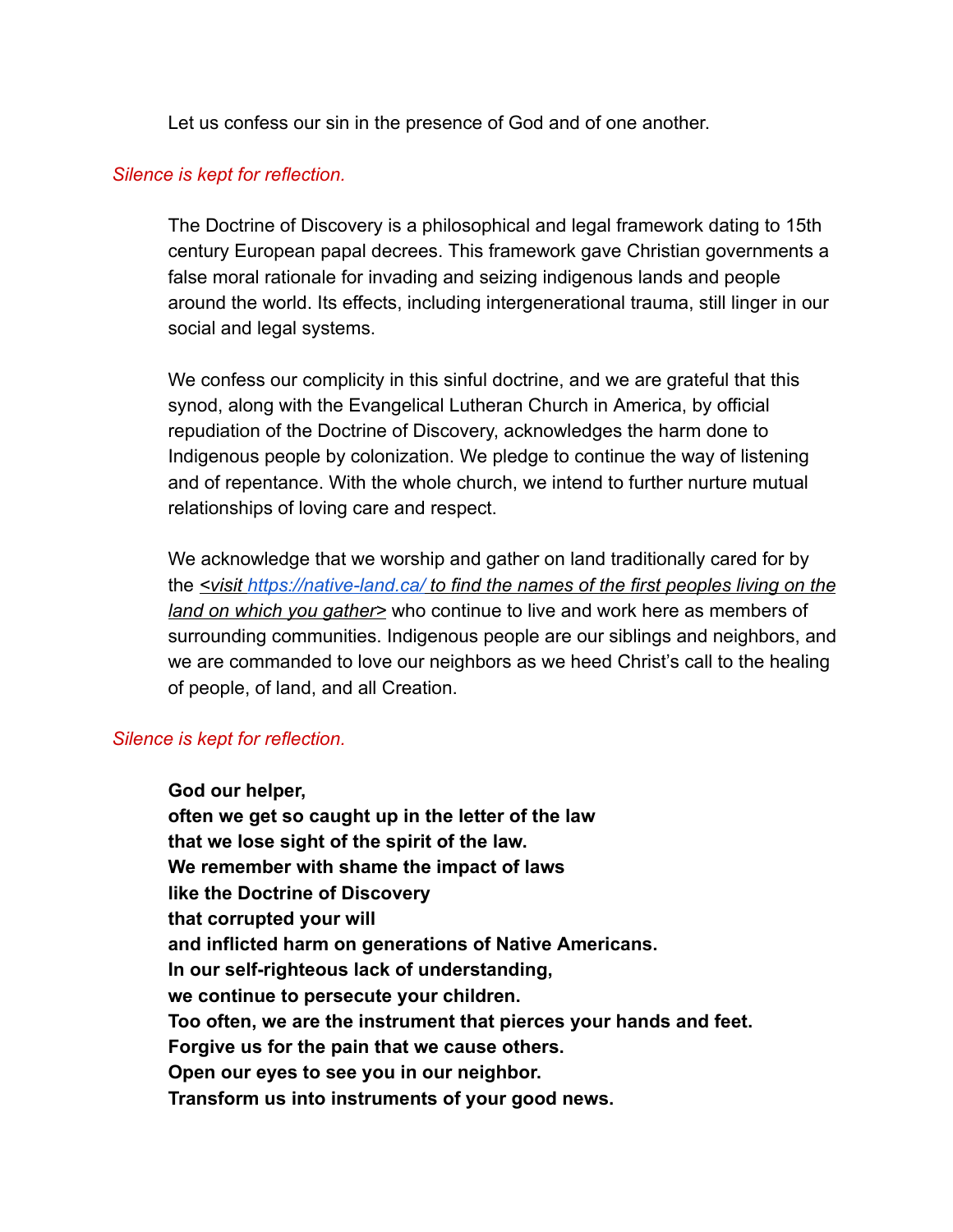Let us confess our sin in the presence of God and of one another.

*Silence is kept for reflection.*

The Doctrine of Discovery is a philosophical and legal framework dating to 15th century European papal decrees. This framework gave Christian governments a false moral rationale for invading and seizing indigenous lands and people around the world. Its effects, including intergenerational trauma, still linger in our social and legal systems.

We confess our complicity in this sinful doctrine, and we are grateful that this synod, along with the Evangelical Lutheran Church in America, by official repudiation of the Doctrine of Discovery, acknowledges the harm done to Indigenous people by colonization. We pledge to continue the way of listening and of repentance. With the whole church, we intend to further nurture mutual relationships of loving care and respect.

We acknowledge that we worship and gather on land traditionally cared for by the *<visit https://native-land.ca/ to find the names of the first peoples living on the land on which you gather>* who continue to live and work here as members of surrounding communities. Indigenous people are our siblings and neighbors, and we are commanded to love our neighbors as we heed Christ's call to the healing of people, of land, and all Creation.

*Silence is kept for reflection.*

**God our helper,**
**often we get so caught up in the letter of the law**
**that we lose sight of the spirit of the law.**
**We remember with shame the impact of laws**
**like the Doctrine of Discovery**
**that corrupted your will**
**and inflicted harm on generations of Native Americans.**
**In our self-righteous lack of understanding,**
**we continue to persecute your children.**
**Too often, we are the instrument that pierces your hands and feet.**
**Forgive us for the pain that we cause others.**
**Open our eyes to see you in our neighbor.**
**Transform us into instruments of your good news.**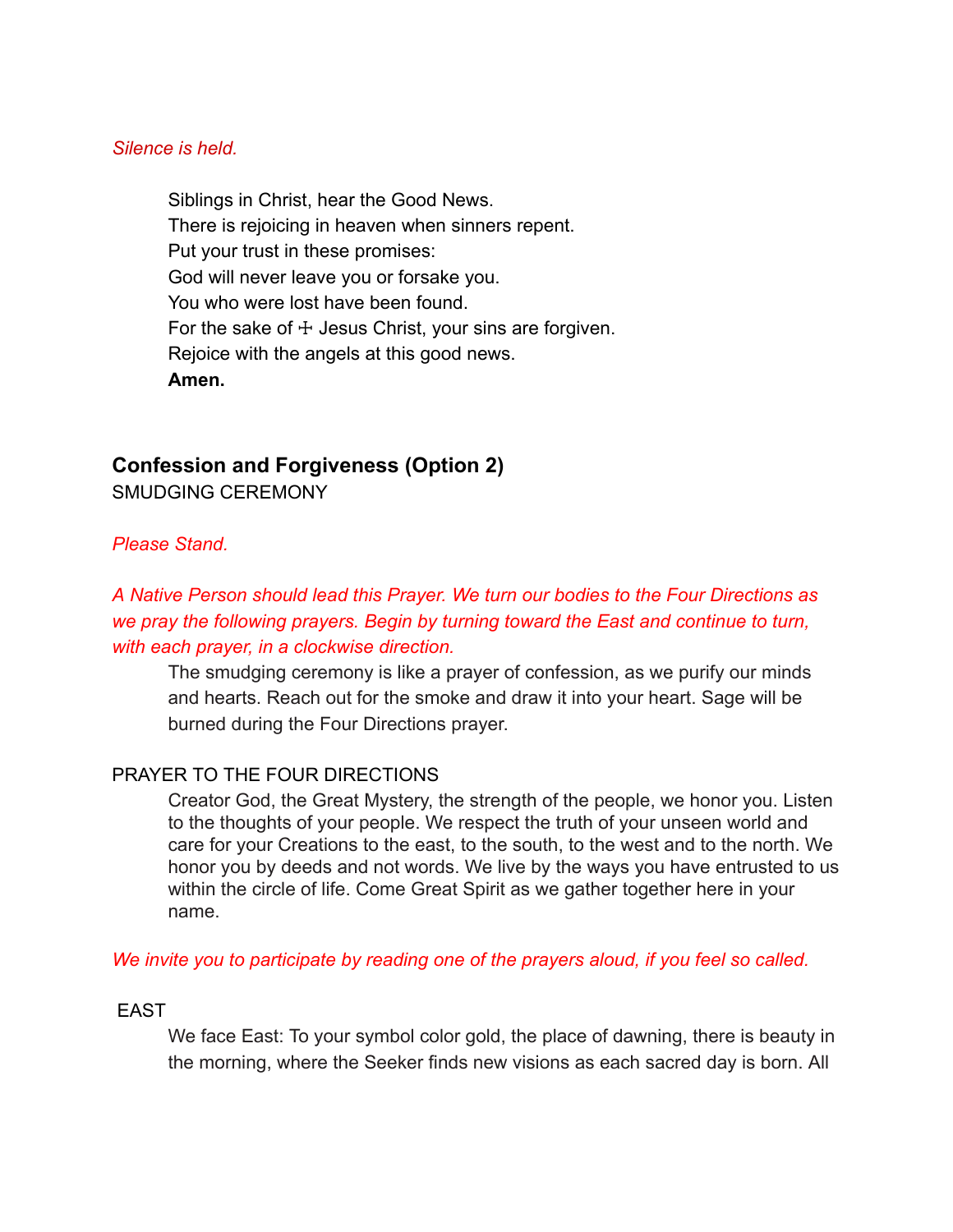*Silence is held.*

Siblings in Christ, hear the Good News.
There is rejoicing in heaven when sinners repent.
Put your trust in these promises:
God will never leave you or forsake you.
You who were lost have been found.
For the sake of ☩ Jesus Christ, your sins are forgiven.
Rejoice with the angels at this good news.
**Amen.**

## Confession and Forgiveness (Option 2)

SMUDGING CEREMONY

*Please Stand.*

*A Native Person should lead this Prayer. We turn our bodies to the Four Directions as we pray the following prayers. Begin by turning toward the East and continue to turn, with each prayer, in a clockwise direction.*

The smudging ceremony is like a prayer of confession, as we purify our minds and hearts. Reach out for the smoke and draw it into your heart. Sage will be burned during the Four Directions prayer.

PRAYER TO THE FOUR DIRECTIONS

Creator God, the Great Mystery, the strength of the people, we honor you. Listen to the thoughts of your people. We respect the truth of your unseen world and care for your Creations to the east, to the south, to the west and to the north. We honor you by deeds and not words. We live by the ways you have entrusted to us within the circle of life. Come Great Spirit as we gather together here in your name.

*We invite you to participate by reading one of the prayers aloud, if you feel so called.*

EAST

We face East: To your symbol color gold, the place of dawning, there is beauty in the morning, where the Seeker finds new visions as each sacred day is born. All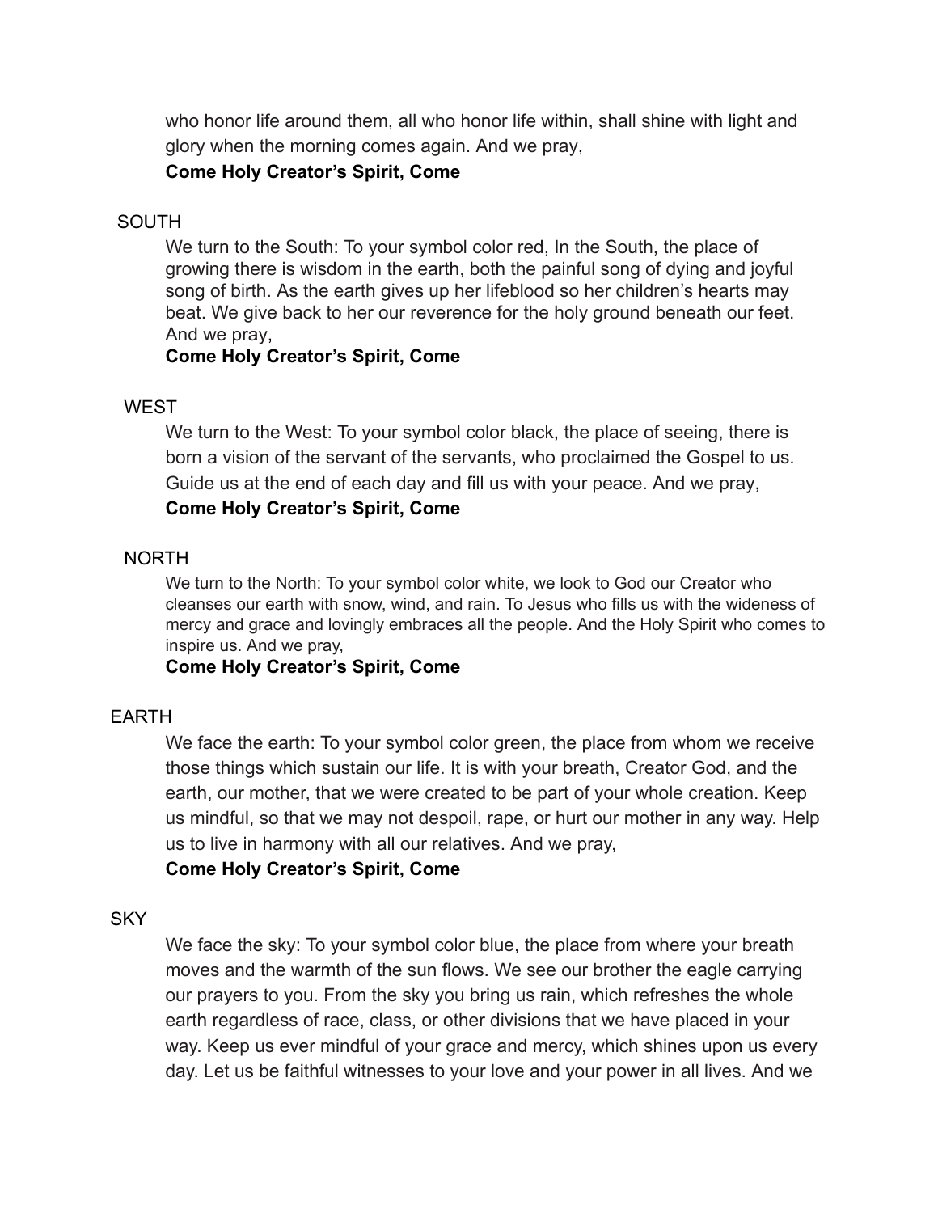who honor life around them, all who honor life within, shall shine with light and glory when the morning comes again. And we pray,

**Come Holy Creator's Spirit, Come**

SOUTH

We turn to the South: To your symbol color red, In the South, the place of growing there is wisdom in the earth, both the painful song of dying and joyful song of birth. As the earth gives up her lifeblood so her children's hearts may beat. We give back to her our reverence for the holy ground beneath our feet. And we pray,

**Come Holy Creator's Spirit, Come**

WEST

We turn to the West: To your symbol color black, the place of seeing, there is born a vision of the servant of the servants, who proclaimed the Gospel to us. Guide us at the end of each day and fill us with your peace. And we pray,

**Come Holy Creator's Spirit, Come**

NORTH

We turn to the North: To your symbol color white, we look to God our Creator who cleanses our earth with snow, wind, and rain. To Jesus who fills us with the wideness of mercy and grace and lovingly embraces all the people. And the Holy Spirit who comes to inspire us. And we pray,

**Come Holy Creator's Spirit, Come**

EARTH

We face the earth: To your symbol color green, the place from whom we receive those things which sustain our life. It is with your breath, Creator God, and the earth, our mother, that we were created to be part of your whole creation. Keep us mindful, so that we may not despoil, rape, or hurt our mother in any way. Help us to live in harmony with all our relatives. And we pray,

**Come Holy Creator's Spirit, Come**

SKY

We face the sky: To your symbol color blue, the place from where your breath moves and the warmth of the sun flows. We see our brother the eagle carrying our prayers to you. From the sky you bring us rain, which refreshes the whole earth regardless of race, class, or other divisions that we have placed in your way. Keep us ever mindful of your grace and mercy, which shines upon us every day. Let us be faithful witnesses to your love and your power in all lives. And we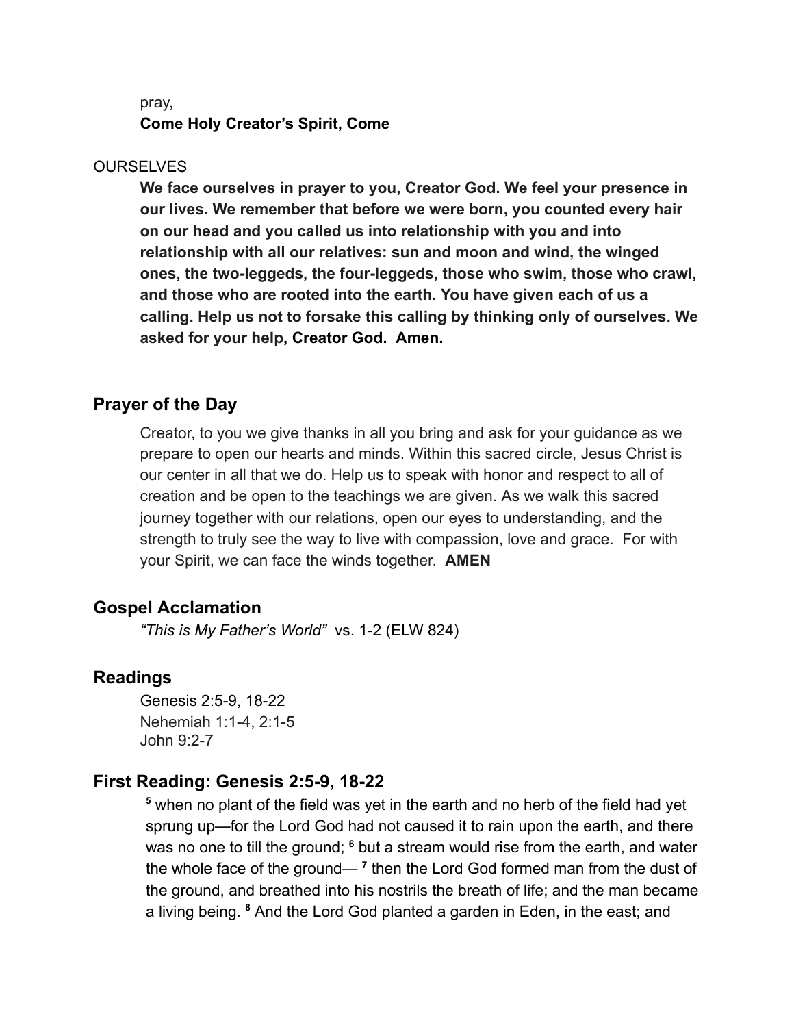pray,
**Come Holy Creator's Spirit, Come**

OURSELVES

**We face ourselves in prayer to you, Creator God. We feel your presence in our lives. We remember that before we were born, you counted every hair on our head and you called us into relationship with you and into relationship with all our relatives: sun and moon and wind, the winged ones, the two-leggeds, the four-leggeds, those who swim, those who crawl, and those who are rooted into the earth. You have given each of us a calling. Help us not to forsake this calling by thinking only of ourselves. We asked for your help, Creator God. Amen.**

## Prayer of the Day

Creator, to you we give thanks in all you bring and ask for your guidance as we prepare to open our hearts and minds. Within this sacred circle, Jesus Christ is our center in all that we do. Help us to speak with honor and respect to all of creation and be open to the teachings we are given. As we walk this sacred journey together with our relations, open our eyes to understanding, and the strength to truly see the way to live with compassion, love and grace. For with your Spirit, we can face the winds together. **AMEN**

## Gospel Acclamation

*"This is My Father's World"* vs. 1-2 (ELW 824)

## Readings

Genesis 2:5-9, 18-22
Nehemiah 1:1-4, 2:1-5
John 9:2-7

## First Reading: Genesis 2:5-9, 18-22

**5** when no plant of the field was yet in the earth and no herb of the field had yet sprung up—for the Lord God had not caused it to rain upon the earth, and there was no one to till the ground; **6** but a stream would rise from the earth, and water the whole face of the ground— **7** then the Lord God formed man from the dust of the ground, and breathed into his nostrils the breath of life; and the man became a living being. **8** And the Lord God planted a garden in Eden, in the east; and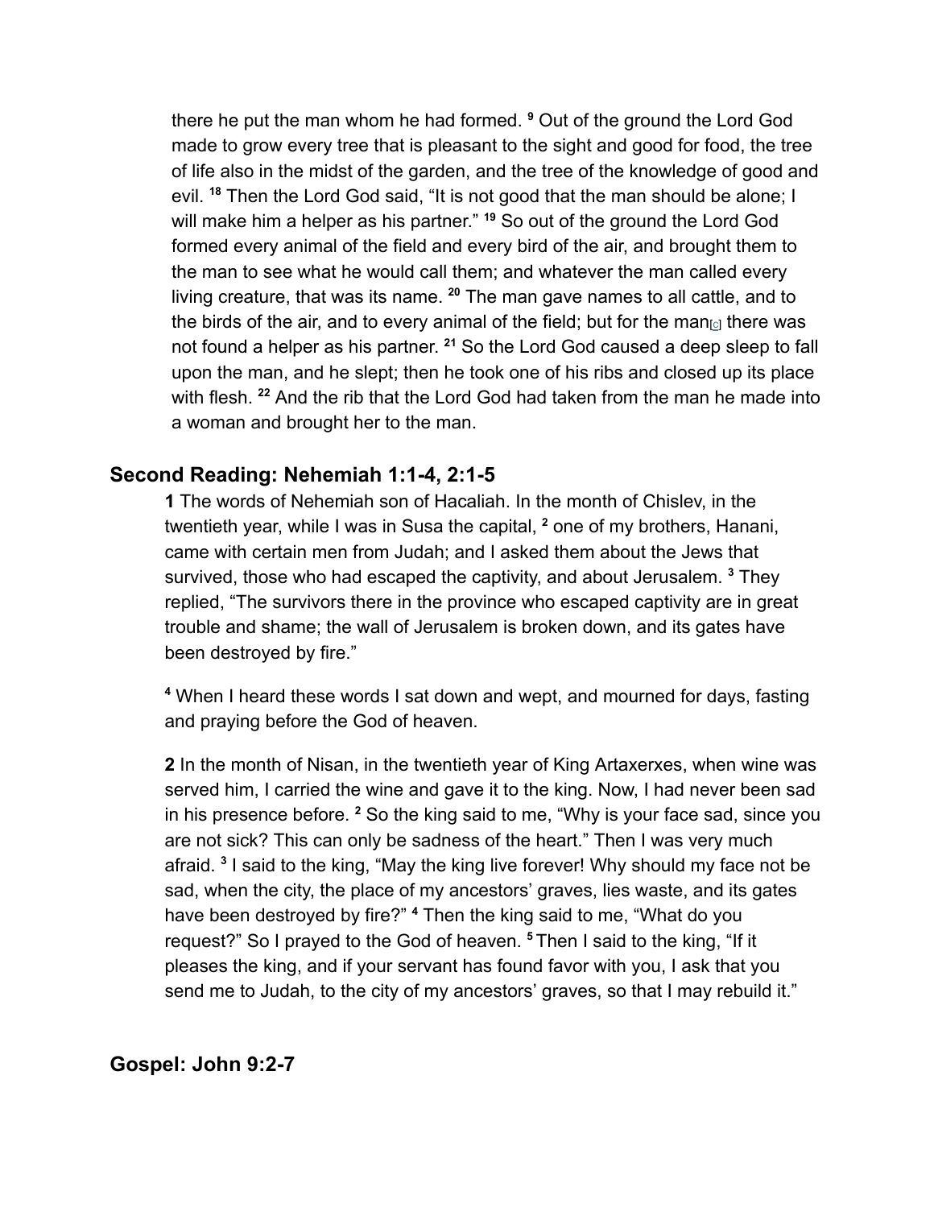there he put the man whom he had formed. [9] Out of the ground the Lord God made to grow every tree that is pleasant to the sight and good for food, the tree of life also in the midst of the garden, and the tree of the knowledge of good and evil. [18] Then the Lord God said, “It is not good that the man should be alone; I will make him a helper as his partner.” [19] So out of the ground the Lord God formed every animal of the field and every bird of the air, and brought them to the man to see what he would call them; and whatever the man called every living creature, that was its name. [20] The man gave names to all cattle, and to the birds of the air, and to every animal of the field; but for the man[c] there was not found a helper as his partner. [21] So the Lord God caused a deep sleep to fall upon the man, and he slept; then he took one of his ribs and closed up its place with flesh. [22] And the rib that the Lord God had taken from the man he made into a woman and brought her to the man.

## Second Reading: Nehemiah 1:1-4, 2:1-5

**1** The words of Nehemiah son of Hacaliah. In the month of Chislev, in the twentieth year, while I was in Susa the capital, [2] one of my brothers, Hanani, came with certain men from Judah; and I asked them about the Jews that survived, those who had escaped the captivity, and about Jerusalem. [3] They replied, “The survivors there in the province who escaped captivity are in great trouble and shame; the wall of Jerusalem is broken down, and its gates have been destroyed by fire.”

[4] When I heard these words I sat down and wept, and mourned for days, fasting and praying before the God of heaven.

**2** In the month of Nisan, in the twentieth year of King Artaxerxes, when wine was served him, I carried the wine and gave it to the king. Now, I had never been sad in his presence before. [2] So the king said to me, “Why is your face sad, since you are not sick? This can only be sadness of the heart.” Then I was very much afraid. [3] I said to the king, “May the king live forever! Why should my face not be sad, when the city, the place of my ancestors’ graves, lies waste, and its gates have been destroyed by fire?” [4] Then the king said to me, “What do you request?” So I prayed to the God of heaven. [5] Then I said to the king, “If it pleases the king, and if your servant has found favor with you, I ask that you send me to Judah, to the city of my ancestors’ graves, so that I may rebuild it.”

## Gospel: John 9:2-7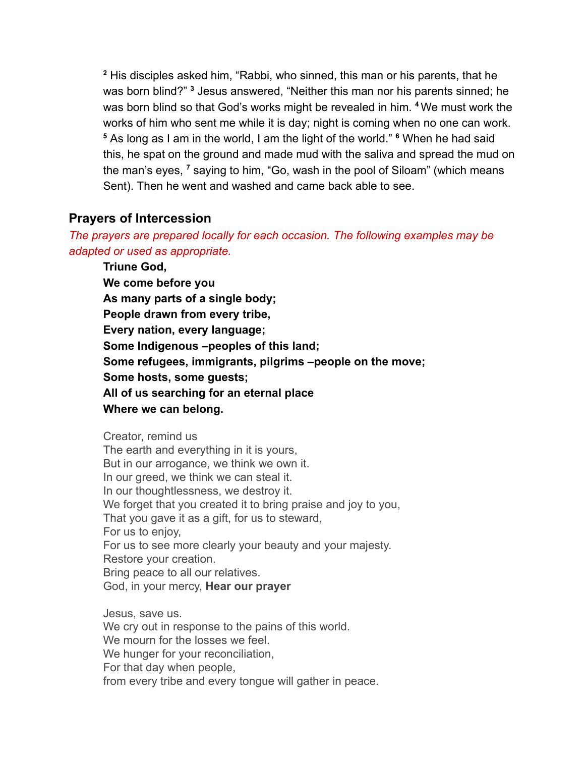[2] His disciples asked him, "Rabbi, who sinned, this man or his parents, that he was born blind?" [3] Jesus answered, "Neither this man nor his parents sinned; he was born blind so that God's works might be revealed in him. [4] We must work the works of him who sent me while it is day; night is coming when no one can work. [5] As long as I am in the world, I am the light of the world." [6] When he had said this, he spat on the ground and made mud with the saliva and spread the mud on the man's eyes, [7] saying to him, "Go, wash in the pool of Siloam" (which means Sent). Then he went and washed and came back able to see.

### Prayers of Intercession

*The prayers are prepared locally for each occasion. The following examples may be adapted or used as appropriate.*

**Triune God,**
**We come before you**
**As many parts of a single body;**
**People drawn from every tribe,**
**Every nation, every language;**
**Some Indigenous –peoples of this land;**
**Some refugees, immigrants, pilgrims –people on the move;**
**Some hosts, some guests;**
**All of us searching for an eternal place**
**Where we can belong.**

Creator, remind us
The earth and everything in it is yours,
But in our arrogance, we think we own it.
In our greed, we think we can steal it.
In our thoughtlessness, we destroy it.
We forget that you created it to bring praise and joy to you,
That you gave it as a gift, for us to steward,
For us to enjoy,
For us to see more clearly your beauty and your majesty.
Restore your creation.
Bring peace to all our relatives.
God, in your mercy, **Hear our prayer**

Jesus, save us.
We cry out in response to the pains of this world.
We mourn for the losses we feel.
We hunger for your reconciliation,
For that day when people,
from every tribe and every tongue will gather in peace.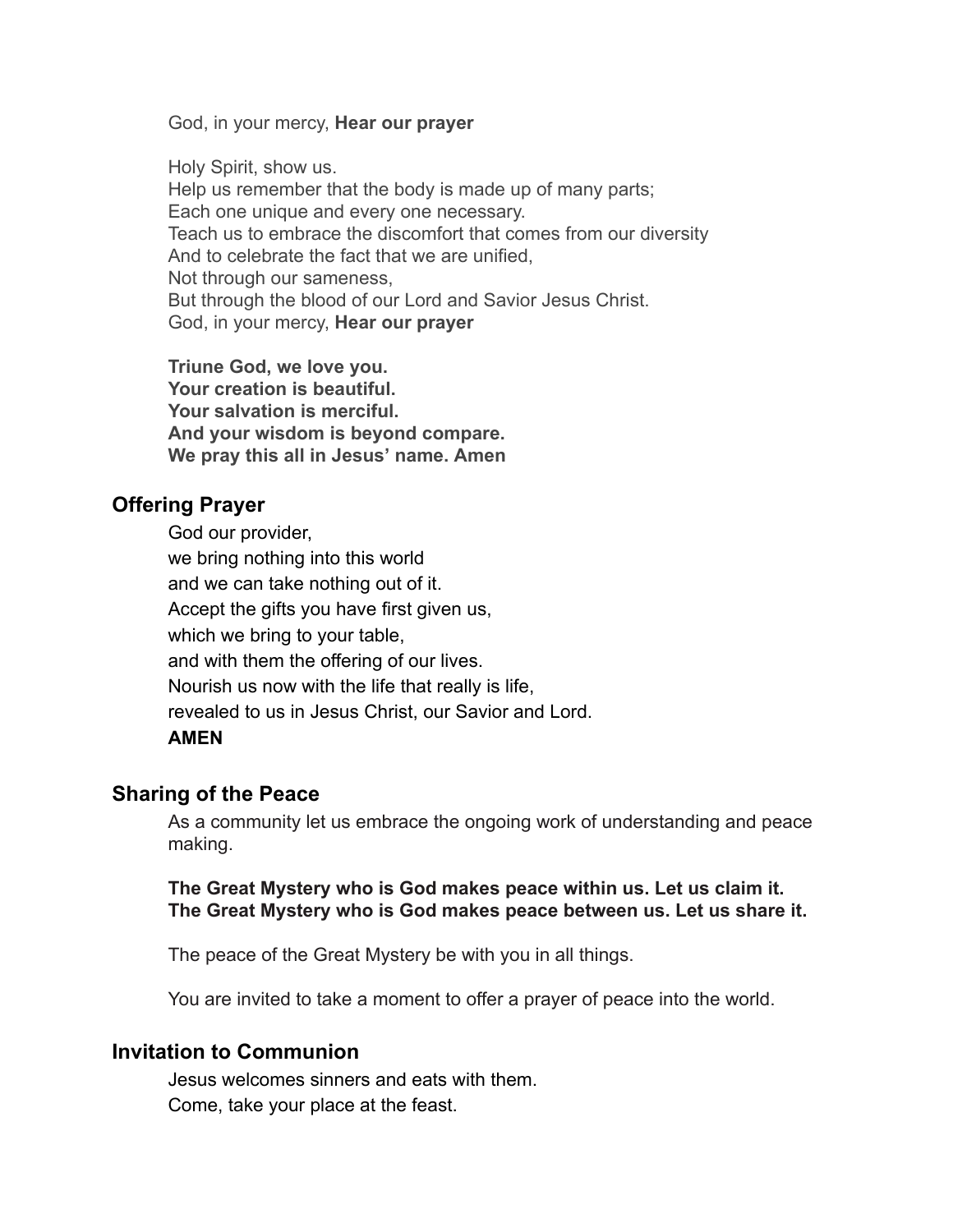God, in your mercy, **Hear our prayer**

Holy Spirit, show us.
Help us remember that the body is made up of many parts;
Each one unique and every one necessary.
Teach us to embrace the discomfort that comes from our diversity
And to celebrate the fact that we are unified,
Not through our sameness,
But through the blood of our Lord and Savior Jesus Christ.
God, in your mercy, **Hear our prayer**

**Triune God, we love you.**
**Your creation is beautiful.**
**Your salvation is merciful.**
**And your wisdom is beyond compare.**
**We pray this all in Jesus' name. Amen**

## Offering Prayer

God our provider,
we bring nothing into this world
and we can take nothing out of it.
Accept the gifts you have first given us,
which we bring to your table,
and with them the offering of our lives.
Nourish us now with the life that really is life,
revealed to us in Jesus Christ, our Savior and Lord.
**AMEN**

## Sharing of the Peace

As a community let us embrace the ongoing work of understanding and peace making.

**The Great Mystery who is God makes peace within us. Let us claim it.**
**The Great Mystery who is God makes peace between us. Let us share it.**

The peace of the Great Mystery be with you in all things.

You are invited to take a moment to offer a prayer of peace into the world.

## Invitation to Communion

Jesus welcomes sinners and eats with them.
Come, take your place at the feast.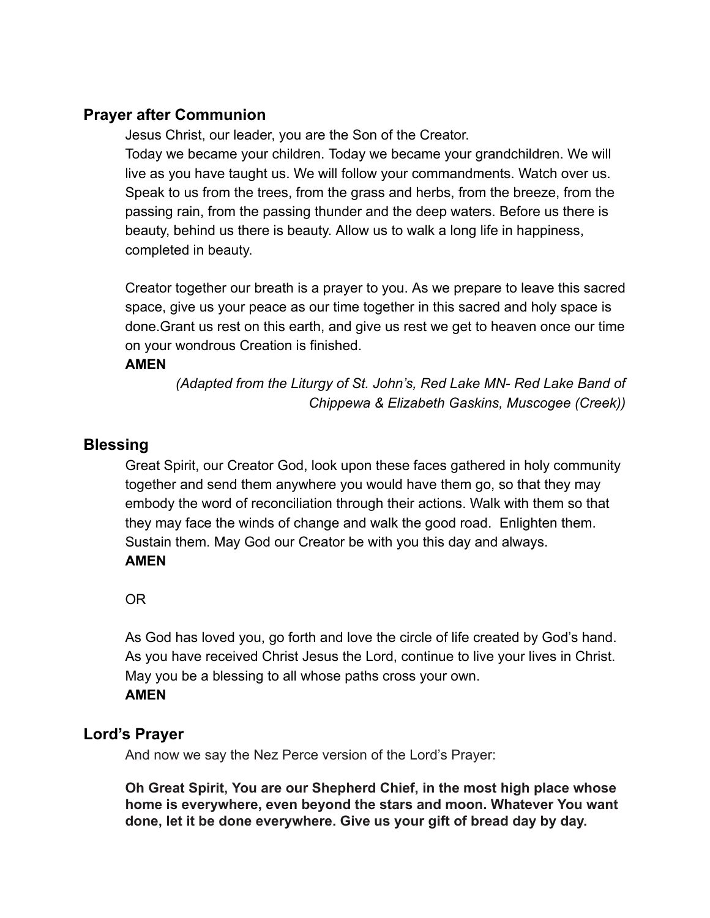## Prayer after Communion

Jesus Christ, our leader, you are the Son of the Creator.
Today we became your children. Today we became your grandchildren. We will live as you have taught us. We will follow your commandments. Watch over us. Speak to us from the trees, from the grass and herbs, from the breeze, from the passing rain, from the passing thunder and the deep waters. Before us there is beauty, behind us there is beauty. Allow us to walk a long life in happiness, completed in beauty.

Creator together our breath is a prayer to you. As we prepare to leave this sacred space, give us your peace as our time together in this sacred and holy space is done.Grant us rest on this earth, and give us rest we get to heaven once our time on your wondrous Creation is finished.

**AMEN**

*(Adapted from the Liturgy of St. John's, Red Lake MN- Red Lake Band of Chippewa & Elizabeth Gaskins, Muscogee (Creek))*

## Blessing

Great Spirit, our Creator God, look upon these faces gathered in holy community together and send them anywhere you would have them go, so that they may embody the word of reconciliation through their actions. Walk with them so that they may face the winds of change and walk the good road. Enlighten them. Sustain them. May God our Creator be with you this day and always.

**AMEN**

OR

As God has loved you, go forth and love the circle of life created by God's hand. As you have received Christ Jesus the Lord, continue to live your lives in Christ. May you be a blessing to all whose paths cross your own.

**AMEN**

## Lord's Prayer

And now we say the Nez Perce version of the Lord's Prayer:

**Oh Great Spirit, You are our Shepherd Chief, in the most high place whose home is everywhere, even beyond the stars and moon. Whatever You want done, let it be done everywhere. Give us your gift of bread day by day.**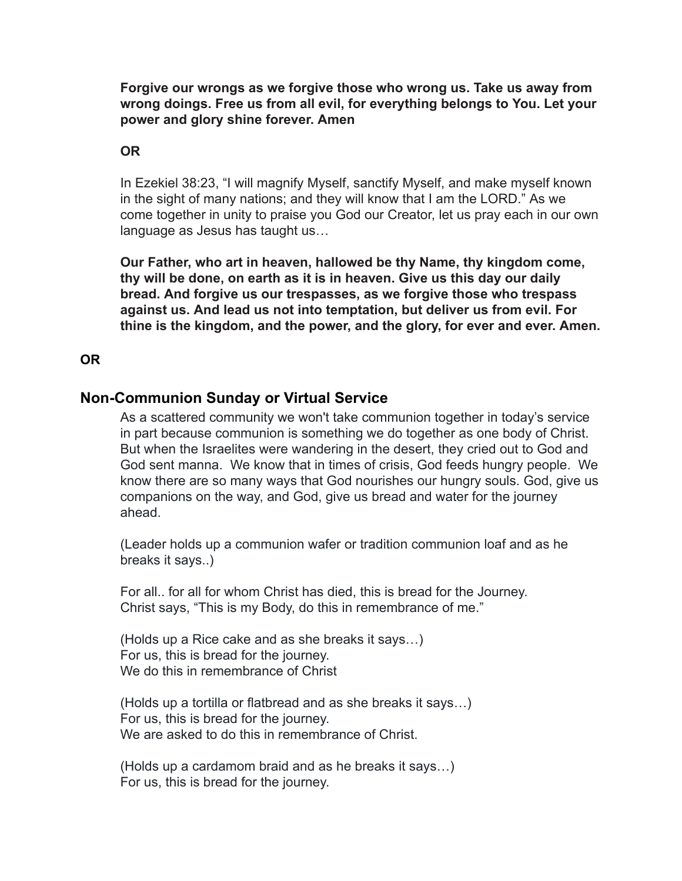**Forgive our wrongs as we forgive those who wrong us. Take us away from wrong doings. Free us from all evil, for everything belongs to You. Let your power and glory shine forever. Amen**

**OR**

In Ezekiel 38:23, "I will magnify Myself, sanctify Myself, and make myself known in the sight of many nations; and they will know that I am the LORD." As we come together in unity to praise you God our Creator, let us pray each in our own language as Jesus has taught us…

**Our Father, who art in heaven, hallowed be thy Name, thy kingdom come, thy will be done, on earth as it is in heaven. Give us this day our daily bread. And forgive us our trespasses, as we forgive those who trespass against us. And lead us not into temptation, but deliver us from evil. For thine is the kingdom, and the power, and the glory, for ever and ever. Amen.**

**OR**

## Non-Communion Sunday or Virtual Service

As a scattered community we won't take communion together in today's service in part because communion is something we do together as one body of Christ. But when the Israelites were wandering in the desert, they cried out to God and God sent manna. We know that in times of crisis, God feeds hungry people. We know there are so many ways that God nourishes our hungry souls. God, give us companions on the way, and God, give us bread and water for the journey ahead.

(Leader holds up a communion wafer or tradition communion loaf and as he breaks it says..)

For all.. for all for whom Christ has died, this is bread for the Journey.
Christ says, "This is my Body, do this in remembrance of me."

(Holds up a Rice cake and as she breaks it says…)
For us, this is bread for the journey.
We do this in remembrance of Christ

(Holds up a tortilla or flatbread and as she breaks it says…)
For us, this is bread for the journey.
We are asked to do this in remembrance of Christ.

(Holds up a cardamom braid and as he breaks it says…)
For us, this is bread for the journey.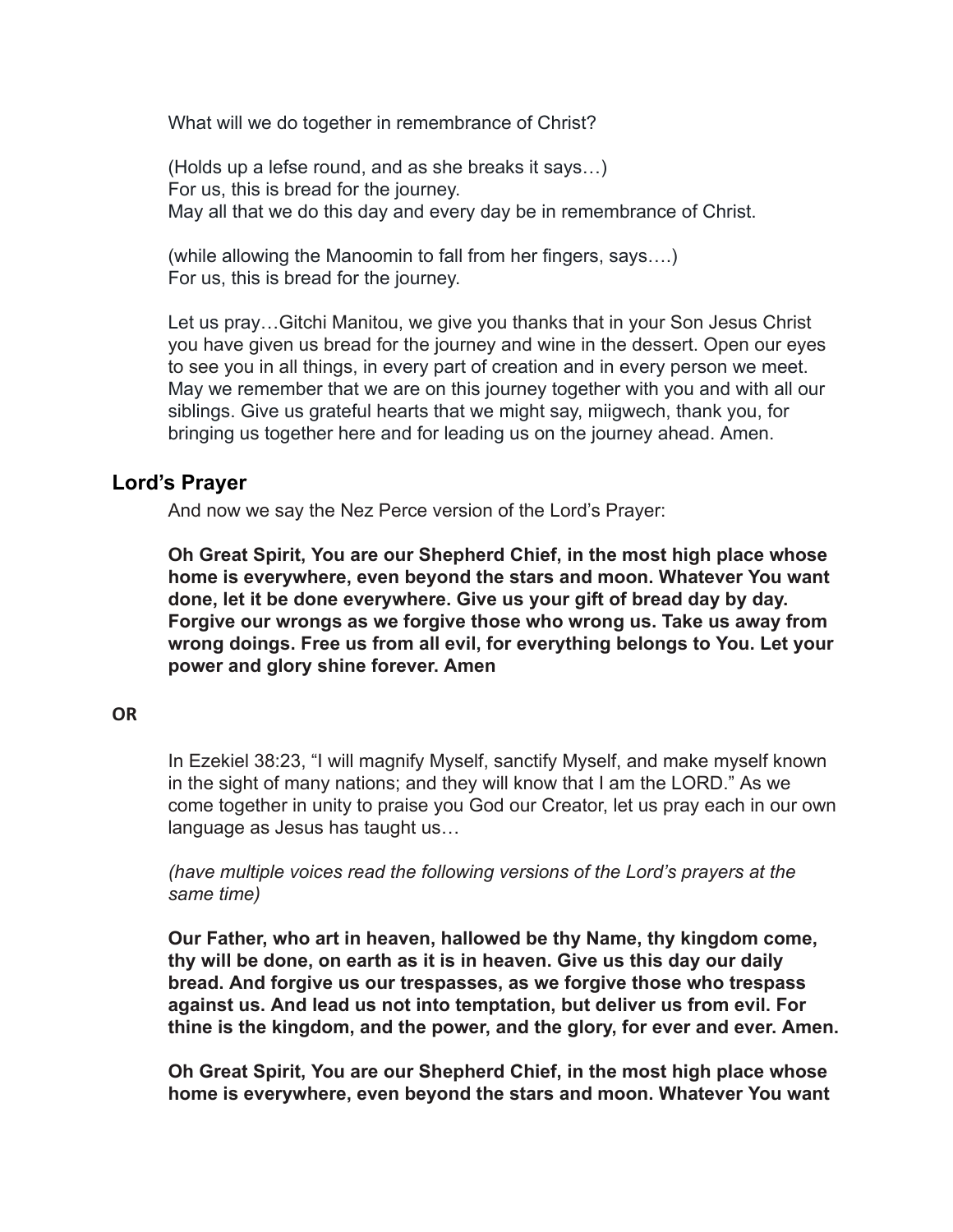What will we do together in remembrance of Christ?

(Holds up a lefse round, and as she breaks it says…)
For us, this is bread for the journey.
May all that we do this day and every day be in remembrance of Christ.

(while allowing the Manoomin to fall from her fingers, says….)
For us, this is bread for the journey.

Let us pray…Gitchi Manitou, we give you thanks that in your Son Jesus Christ you have given us bread for the journey and wine in the dessert. Open our eyes to see you in all things, in every part of creation and in every person we meet. May we remember that we are on this journey together with you and with all our siblings. Give us grateful hearts that we might say, miigwech, thank you, for bringing us together here and for leading us on the journey ahead. Amen.

## Lord's Prayer

And now we say the Nez Perce version of the Lord's Prayer:

**Oh Great Spirit, You are our Shepherd Chief, in the most high place whose home is everywhere, even beyond the stars and moon. Whatever You want done, let it be done everywhere. Give us your gift of bread day by day. Forgive our wrongs as we forgive those who wrong us. Take us away from wrong doings. Free us from all evil, for everything belongs to You. Let your power and glory shine forever. Amen**

**OR**

In Ezekiel 38:23, "I will magnify Myself, sanctify Myself, and make myself known in the sight of many nations; and they will know that I am the LORD." As we come together in unity to praise you God our Creator, let us pray each in our own language as Jesus has taught us…

*(have multiple voices read the following versions of the Lord's prayers at the same time)*

**Our Father, who art in heaven, hallowed be thy Name, thy kingdom come, thy will be done, on earth as it is in heaven. Give us this day our daily bread. And forgive us our trespasses, as we forgive those who trespass against us. And lead us not into temptation, but deliver us from evil. For thine is the kingdom, and the power, and the glory, for ever and ever. Amen.**

**Oh Great Spirit, You are our Shepherd Chief, in the most high place whose home is everywhere, even beyond the stars and moon. Whatever You want**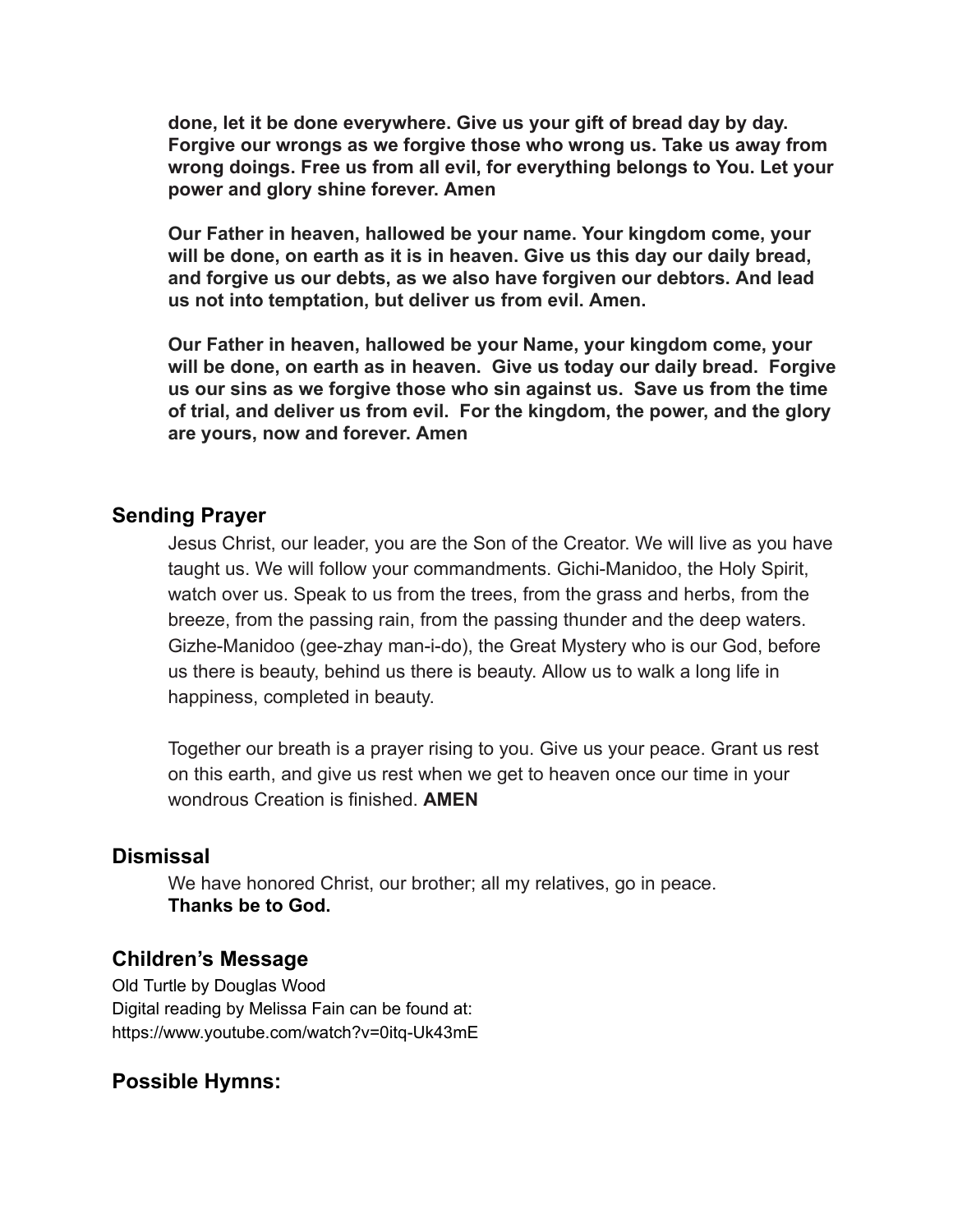**done, let it be done everywhere. Give us your gift of bread day by day. Forgive our wrongs as we forgive those who wrong us. Take us away from wrong doings. Free us from all evil, for everything belongs to You. Let your power and glory shine forever. Amen**

**Our Father in heaven, hallowed be your name. Your kingdom come, your will be done, on earth as it is in heaven. Give us this day our daily bread, and forgive us our debts, as we also have forgiven our debtors. And lead us not into temptation, but deliver us from evil. Amen.**

**Our Father in heaven, hallowed be your Name, your kingdom come, your will be done, on earth as in heaven. Give us today our daily bread. Forgive us our sins as we forgive those who sin against us. Save us from the time of trial, and deliver us from evil. For the kingdom, the power, and the glory are yours, now and forever. Amen**

## Sending Prayer

Jesus Christ, our leader, you are the Son of the Creator. We will live as you have taught us. We will follow your commandments. Gichi-Manidoo, the Holy Spirit, watch over us. Speak to us from the trees, from the grass and herbs, from the breeze, from the passing rain, from the passing thunder and the deep waters. Gizhe-Manidoo (gee-zhay man-i-do), the Great Mystery who is our God, before us there is beauty, behind us there is beauty. Allow us to walk a long life in happiness, completed in beauty.

Together our breath is a prayer rising to you. Give us your peace. Grant us rest on this earth, and give us rest when we get to heaven once our time in your wondrous Creation is finished. **AMEN**

## Dismissal

We have honored Christ, our brother; all my relatives, go in peace.
**Thanks be to God.**

## Children's Message

Old Turtle by Douglas Wood
Digital reading by Melissa Fain can be found at:
https://www.youtube.com/watch?v=0itq-Uk43mE

## Possible Hymns: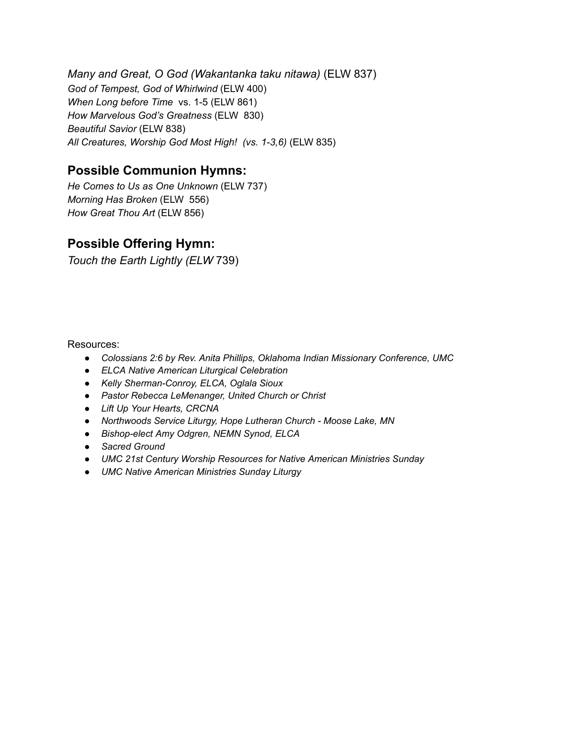*Many and Great, O God (Wakantanka taku nitawa)* (ELW 837)
*God of Tempest, God of Whirlwind* (ELW 400)
*When Long before Time* vs. 1-5 (ELW 861)
*How Marvelous God's Greatness* (ELW 830)
*Beautiful Savior* (ELW 838)
*All Creatures, Worship God Most High! (vs. 1-3,6)* (ELW 835)

## Possible Communion Hymns:

*He Comes to Us as One Unknown* (ELW 737)
*Morning Has Broken* (ELW 556)
*How Great Thou Art* (ELW 856)

## Possible Offering Hymn:

*Touch the Earth Lightly (ELW* 739)

Resources:

- *Colossians 2:6 by Rev. Anita Phillips, Oklahoma Indian Missionary Conference, UMC*
- *ELCA Native American Liturgical Celebration*
- *Kelly Sherman-Conroy, ELCA, Oglala Sioux*
- *Pastor Rebecca LeMenanger, United Church or Christ*
- *Lift Up Your Hearts, CRCNA*
- *Northwoods Service Liturgy, Hope Lutheran Church - Moose Lake, MN*
- *Bishop-elect Amy Odgren, NEMN Synod, ELCA*
- *Sacred Ground*
- *UMC 21st Century Worship Resources for Native American Ministries Sunday*
- *UMC Native American Ministries Sunday Liturgy*